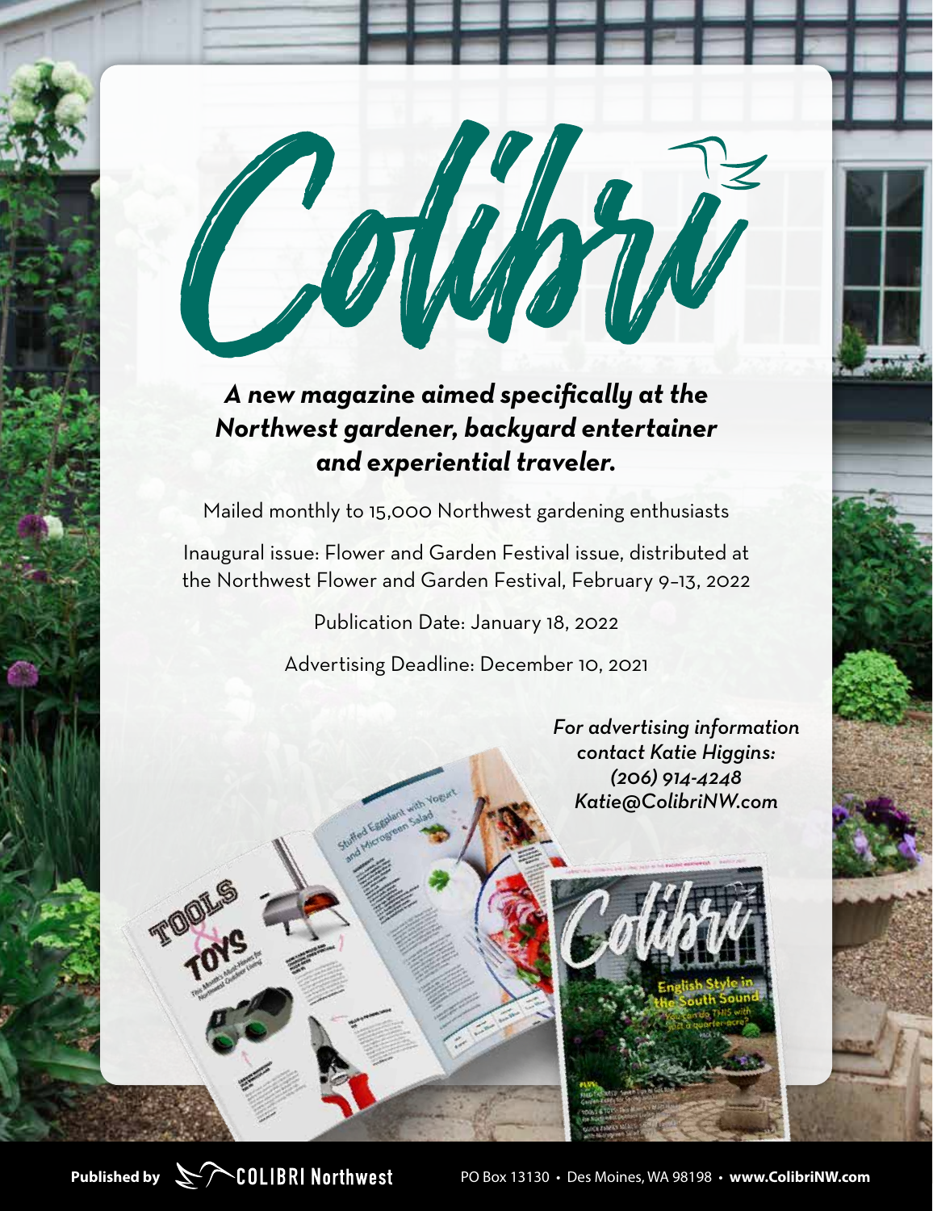# Colibri

***A new magazine aimed specifically at the Northwest gardener, backyard entertainer and experiential traveler.***

Mailed monthly to 15,000 Northwest gardening enthusiasts

Inaugural issue: Flower and Garden Festival issue, distributed at the Northwest Flower and Garden Festival, February 9–13, 2022

Publication Date: January 18, 2022

Advertising Deadline: December 10, 2021

*For advertising information contact Katie Higgins:*
*(206) 914-4248*
*Katie@ColibriNW.com*

**Published by** COLIBRI Northwest

PO Box 13130 • Des Moines, WA 98198 • **www.ColibriNW.com**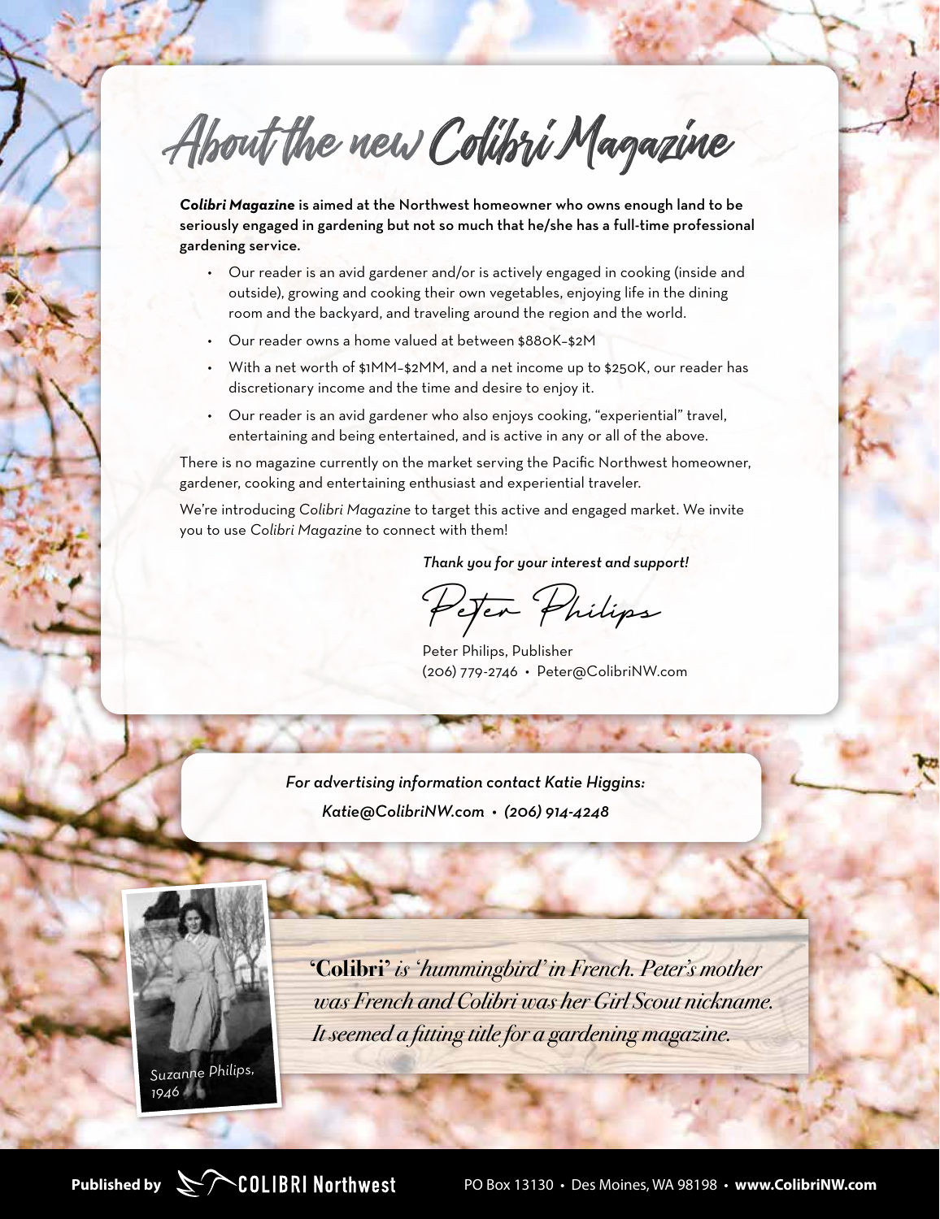# About the new Colibri Magazine

***Colibri Magazine*** **is aimed at the Northwest homeowner who owns enough land to be seriously engaged in gardening but not so much that he/she has a full-time professional gardening service.**

- Our reader is an avid gardener and/or is actively engaged in cooking (inside and outside), growing and cooking their own vegetables, enjoying life in the dining room and the backyard, and traveling around the region and the world.
- Our reader owns a home valued at between $880K–$2M
- With a net worth of $1MM–$2MM, and a net income up to $250K, our reader has discretionary income and the time and desire to enjoy it.
- Our reader is an avid gardener who also enjoys cooking, "experiential" travel, entertaining and being entertained, and is active in any or all of the above.

There is no magazine currently on the market serving the Pacific Northwest homeowner, gardener, cooking and entertaining enthusiast and experiential traveler.

We're introducing *Colibri Magazine* to target this active and engaged market. We invite you to use *Colibri Magazine* to connect with them!

*Thank you for your interest and support!*

Peter Philips

Peter Philips, Publisher
(206) 779-2746 • Peter@ColibriNW.com

*For advertising information contact Katie Higgins:*
*Katie@ColibriNW.com • (206) 914-4248*

Suzanne Philips, 1946

**'Colibri'** *is 'hummingbird' in French. Peter's mother was French and Colibri was her Girl Scout nickname. It seemed a fitting title for a gardening magazine.*

Published by COLIBRI Northwest     PO Box 13130 • Des Moines, WA 98198 • **www.ColibriNW.com**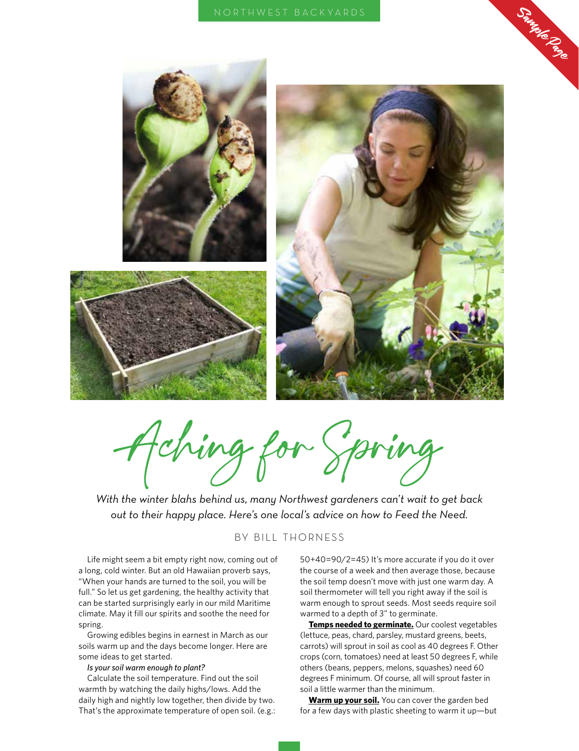# Aching for Spring

*With the winter blahs behind us, many Northwest gardeners can't wait to get back out to their happy place. Here's one local's advice on how to Feed the Need.*

BY BILL THORNESS

Life might seem a bit empty right now, coming out of a long, cold winter. But an old Hawaiian proverb says, "When your hands are turned to the soil, you will be full." So let us get gardening, the healthy activity that can be started surprisingly early in our mild Maritime climate. May it fill our spirits and soothe the need for spring.

Growing edibles begins in earnest in March as our soils warm up and the days become longer. Here are some ideas to get started.

*Is your soil warm enough to plant?*

Calculate the soil temperature. Find out the soil warmth by watching the daily highs/lows. Add the daily high and nightly low together, then divide by two. That's the approximate temperature of open soil. (e.g.: 50+40=90/2=45) It's more accurate if you do it over the course of a week and then average those, because the soil temp doesn't move with just one warm day. A soil thermometer will tell you right away if the soil is warm enough to sprout seeds. Most seeds require soil warmed to a depth of 3" to germinate.

**Temps needed to germinate.** Our coolest vegetables (lettuce, peas, chard, parsley, mustard greens, beets, carrots) will sprout in soil as cool as 40 degrees F. Other crops (corn, tomatoes) need at least 50 degrees F, while others (beans, peppers, melons, squashes) need 60 degrees F minimum. Of course, all will sprout faster in soil a little warmer than the minimum.

**Warm up your soil.** You can cover the garden bed for a few days with plastic sheeting to warm it up—but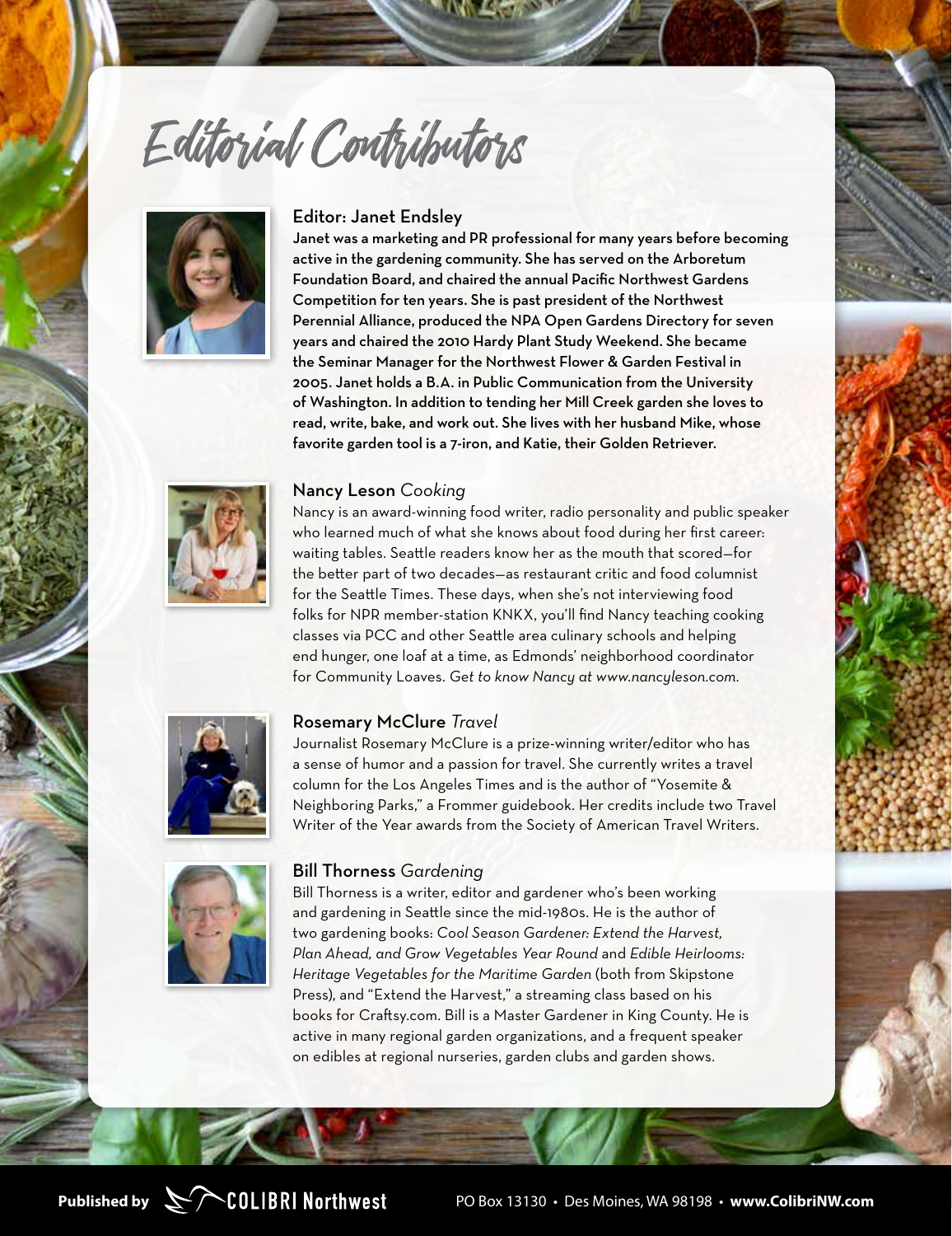# Editorial Contributors

### Editor: Janet Endsley

**Janet was a marketing and PR professional for many years before becoming active in the gardening community. She has served on the Arboretum Foundation Board, and chaired the annual Pacific Northwest Gardens Competition for ten years. She is past president of the Northwest Perennial Alliance, produced the NPA Open Gardens Directory for seven years and chaired the 2010 Hardy Plant Study Weekend. She became the Seminar Manager for the Northwest Flower & Garden Festival in 2005. Janet holds a B.A. in Public Communication from the University of Washington. In addition to tending her Mill Creek garden she loves to read, write, bake, and work out. She lives with her husband Mike, whose favorite garden tool is a 7-iron, and Katie, their Golden Retriever.**

### Nancy Leson *Cooking*

Nancy is an award-winning food writer, radio personality and public speaker who learned much of what she knows about food during her first career: waiting tables. Seattle readers know her as the mouth that scored—for the better part of two decades—as restaurant critic and food columnist for the Seattle Times. These days, when she's not interviewing food folks for NPR member-station KNKX, you'll find Nancy teaching cooking classes via PCC and other Seattle area culinary schools and helping end hunger, one loaf at a time, as Edmonds' neighborhood coordinator for Community Loaves. *Get to know Nancy at www.nancyleson.com.*

### Rosemary McClure *Travel*

Journalist Rosemary McClure is a prize-winning writer/editor who has a sense of humor and a passion for travel. She currently writes a travel column for the Los Angeles Times and is the author of "Yosemite & Neighboring Parks," a Frommer guidebook. Her credits include two Travel Writer of the Year awards from the Society of American Travel Writers.

### Bill Thorness *Gardening*

Bill Thorness is a writer, editor and gardener who's been working and gardening in Seattle since the mid-1980s. He is the author of two gardening books: *Cool Season Gardener: Extend the Harvest, Plan Ahead, and Grow Vegetables Year Round* and *Edible Heirlooms: Heritage Vegetables for the Maritime Garden* (both from Skipstone Press), and "Extend the Harvest," a streaming class based on his books for Craftsy.com. Bill is a Master Gardener in King County. He is active in many regional garden organizations, and a frequent speaker on edibles at regional nurseries, garden clubs and garden shows.

**Published by** COLIBRI Northwest PO Box 13130 • Des Moines, WA 98198 • **www.ColibriNW.com**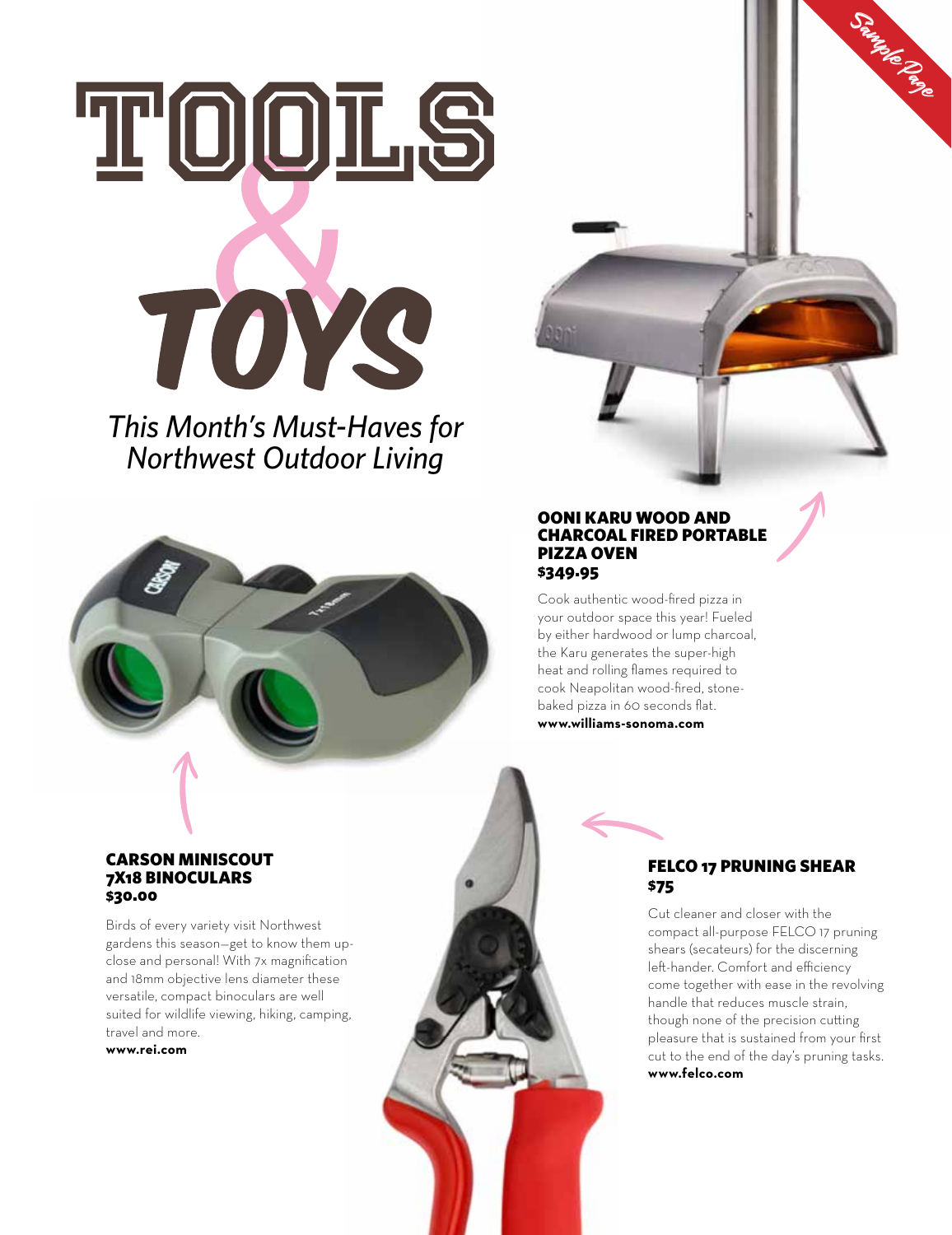# TOOLS & TOYS

*This Month's Must-Haves for Northwest Outdoor Living*

### OONI KARU WOOD AND CHARCOAL FIRED PORTABLE PIZZA OVEN
**$349.95**

Cook authentic wood-fired pizza in your outdoor space this year! Fueled by either hardwood or lump charcoal, the Karu generates the super-high heat and rolling flames required to cook Neapolitan wood-fired, stone-baked pizza in 60 seconds flat.
**www.williams-sonoma.com**

### CARSON MINISCOUT 7X18 BINOCULARS
**$30.00**

Birds of every variety visit Northwest gardens this season—get to know them up-close and personal! With 7x magnification and 18mm objective lens diameter these versatile, compact binoculars are well suited for wildlife viewing, hiking, camping, travel and more.
**www.rei.com**

### FELCO 17 PRUNING SHEAR
**$75**

Cut cleaner and closer with the compact all-purpose FELCO 17 pruning shears (secateurs) for the discerning left-hander. Comfort and efficiency come together with ease in the revolving handle that reduces muscle strain, though none of the precision cutting pleasure that is sustained from your first cut to the end of the day's pruning tasks.
**www.felco.com**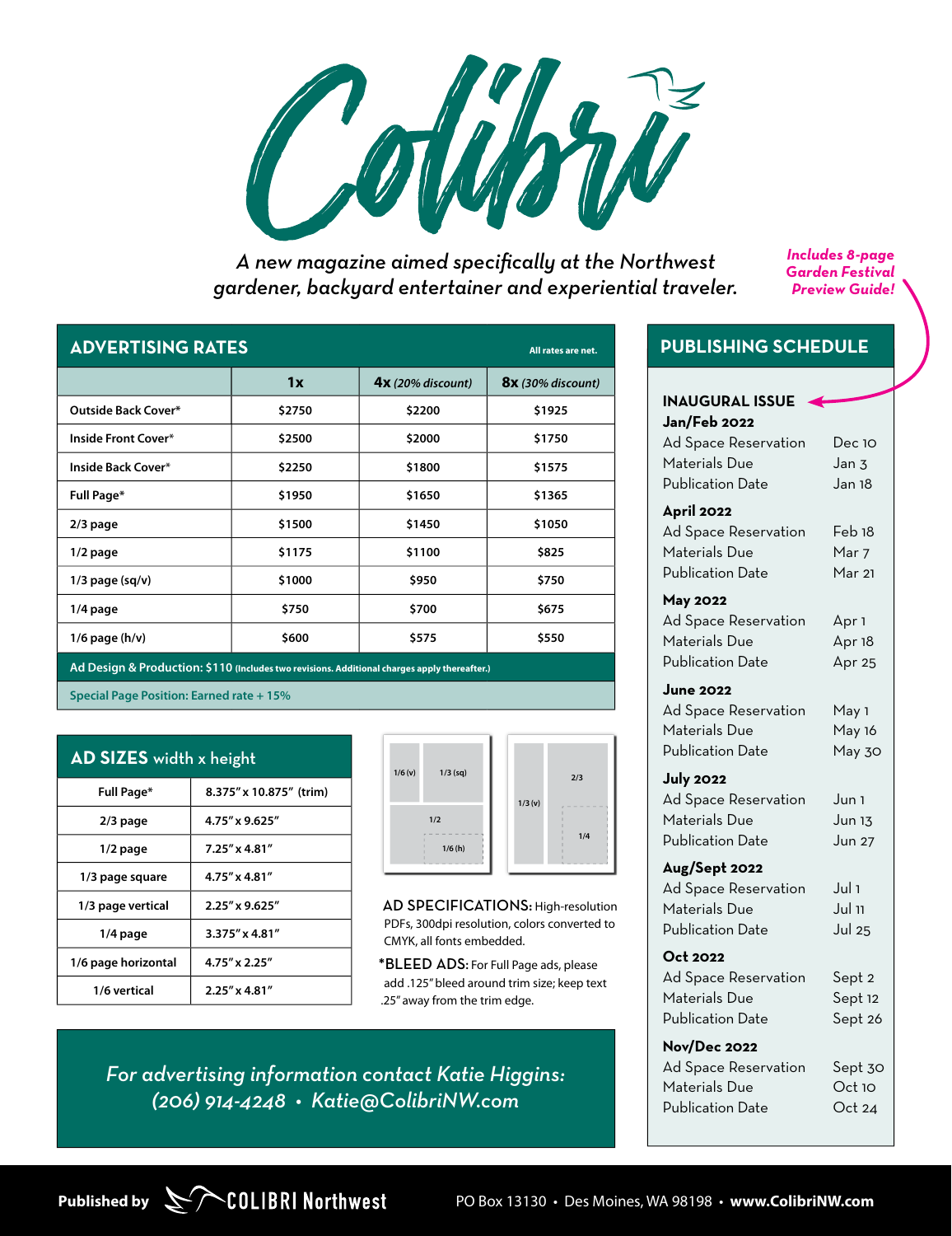# Colibri

*A new magazine aimed specifically at the Northwest gardener, backyard entertainer and experiential traveler.*

*Includes 8-page Garden Festival Preview Guide!*

## ADVERTISING RATES

All rates are net.

| | 1x | 4x *(20% discount)* | 8x *(30% discount)* |
|---|---|---|---|
| Outside Back Cover* | $2750 | $2200 | $1925 |
| Inside Front Cover* | $2500 | $2000 | $1750 |
| Inside Back Cover* | $2250 | $1800 | $1575 |
| Full Page* | $1950 | $1650 | $1365 |
| 2/3 page | $1500 | $1450 | $1050 |
| 1/2 page | $1175 | $1100 | $825 |
| 1/3 page (sq/v) | $1000 | $950 | $750 |
| 1/4 page | $750 | $700 | $675 |
| 1/6 page (h/v) | $600 | $575 | $550 |

Ad Design & Production: $110 (Includes two revisions. Additional charges apply thereafter.)

Special Page Position: Earned rate + 15%

## AD SIZES width x height

| | |
|---|---|
| Full Page* | 8.375" x 10.875" (trim) |
| 2/3 page | 4.75" x 9.625" |
| 1/2 page | 7.25" x 4.81" |
| 1/3 page square | 4.75" x 4.81" |
| 1/3 page vertical | 2.25" x 9.625" |
| 1/4 page | 3.375" x 4.81" |
| 1/6 page horizontal | 4.75" x 2.25" |
| 1/6 vertical | 2.25" x 4.81" |

1/6 (v) 1/3 (sq) 1/2 1/6 (h) 1/3 (v) 2/3 1/4

AD SPECIFICATIONS: High-resolution PDFs, 300dpi resolution, colors converted to CMYK, all fonts embedded.

*BLEED ADS: For Full Page ads, please add .125" bleed around trim size; keep text .25" away from the trim edge.

*For advertising information contact Katie Higgins: (206) 914-4248 • Katie@ColibriNW.com*

## PUBLISHING SCHEDULE

**INAUGURAL ISSUE**

**Jan/Feb 2022**

| | |
|---|---|
| Ad Space Reservation | Dec 10 |
| Materials Due | Jan 3 |
| Publication Date | Jan 18 |

**April 2022**

| | |
|---|---|
| Ad Space Reservation | Feb 18 |
| Materials Due | Mar 7 |
| Publication Date | Mar 21 |

**May 2022**

| | |
|---|---|
| Ad Space Reservation | Apr 1 |
| Materials Due | Apr 18 |
| Publication Date | Apr 25 |

**June 2022**

| | |
|---|---|
| Ad Space Reservation | May 1 |
| Materials Due | May 16 |
| Publication Date | May 30 |

**July 2022**

| | |
|---|---|
| Ad Space Reservation | Jun 1 |
| Materials Due | Jun 13 |
| Publication Date | Jun 27 |

**Aug/Sept 2022**

| | |
|---|---|
| Ad Space Reservation | Jul 1 |
| Materials Due | Jul 11 |
| Publication Date | Jul 25 |

**Oct 2022**

| | |
|---|---|
| Ad Space Reservation | Sept 2 |
| Materials Due | Sept 12 |
| Publication Date | Sept 26 |

**Nov/Dec 2022**

| | |
|---|---|
| Ad Space Reservation | Sept 30 |
| Materials Due | Oct 10 |
| Publication Date | Oct 24 |

**Published by** COLIBRI Northwest — PO Box 13130 • Des Moines, WA 98198 • **www.ColibriNW.com**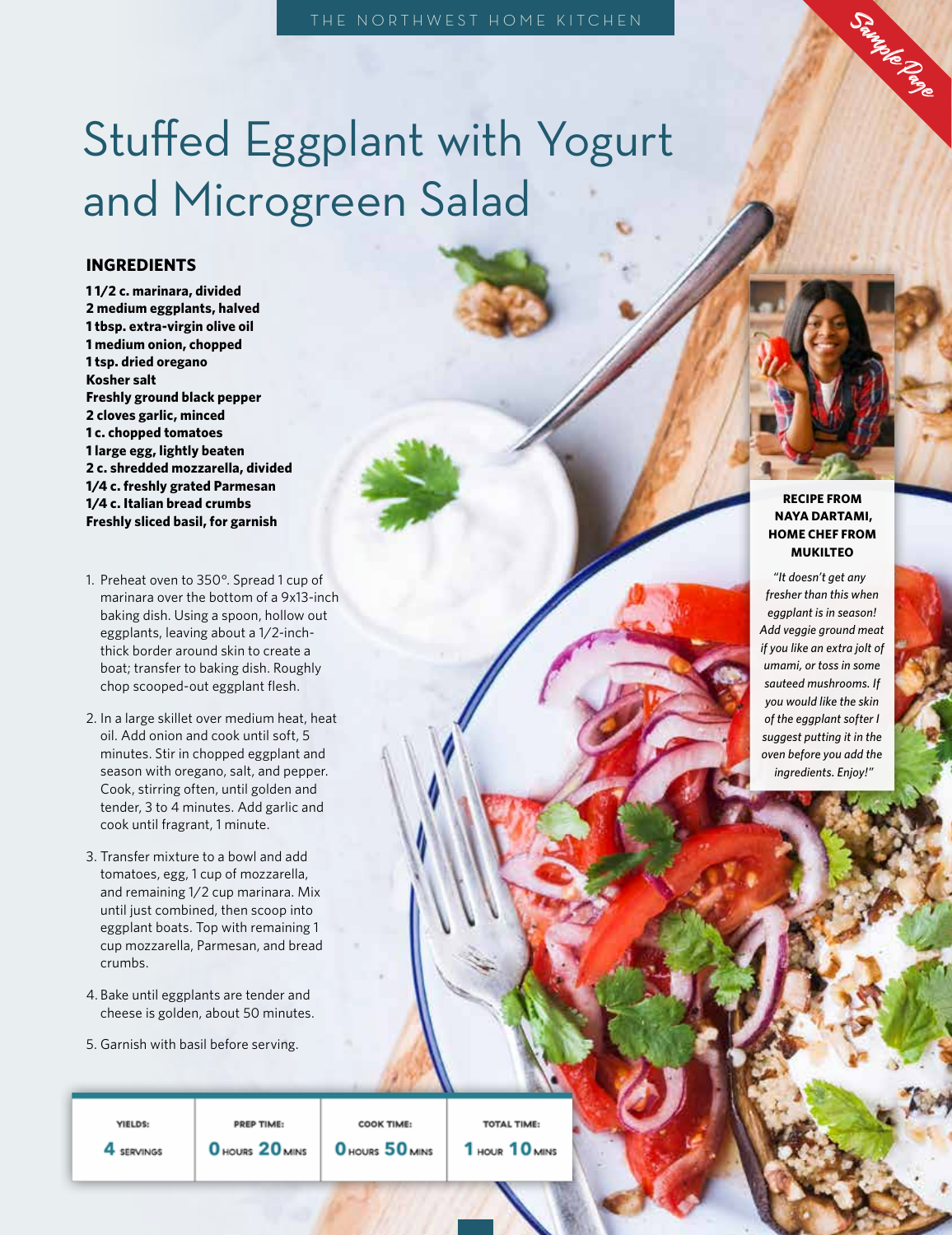# Stuffed Eggplant with Yogurt and Microgreen Salad

## INGREDIENTS

**1 1/2 c. marinara, divided**
**2 medium eggplants, halved**
**1 tbsp. extra-virgin olive oil**
**1 medium onion, chopped**
**1 tsp. dried oregano**
**Kosher salt**
**Freshly ground black pepper**
**2 cloves garlic, minced**
**1 c. chopped tomatoes**
**1 large egg, lightly beaten**
**2 c. shredded mozzarella, divided**
**1/4 c. freshly grated Parmesan**
**1/4 c. Italian bread crumbs**
**Freshly sliced basil, for garnish**

1. Preheat oven to 350°. Spread 1 cup of marinara over the bottom of a 9x13-inch baking dish. Using a spoon, hollow out eggplants, leaving about a 1/2-inch-thick border around skin to create a boat; transfer to baking dish. Roughly chop scooped-out eggplant flesh.
2. In a large skillet over medium heat, heat oil. Add onion and cook until soft, 5 minutes. Stir in chopped eggplant and season with oregano, salt, and pepper. Cook, stirring often, until golden and tender, 3 to 4 minutes. Add garlic and cook until fragrant, 1 minute.
3. Transfer mixture to a bowl and add tomatoes, egg, 1 cup of mozzarella, and remaining 1/2 cup marinara. Mix until just combined, then scoop into eggplant boats. Top with remaining 1 cup mozzarella, Parmesan, and bread crumbs.
4. Bake until eggplants are tender and cheese is golden, about 50 minutes.
5. Garnish with basil before serving.

| YIELDS: | PREP TIME: | COOK TIME: | TOTAL TIME: |
|---|---|---|---|
| 4 SERVINGS | 0 HOURS 20 MINS | 0 HOURS 50 MINS | 1 HOUR 10 MINS |

**RECIPE FROM NAYA DARTAMI, HOME CHEF FROM MUKILTEO**

*"It doesn't get any fresher than this when eggplant is in season! Add veggie ground meat if you like an extra jolt of umami, or toss in some sauteed mushrooms. If you would like the skin of the eggplant softer I suggest putting it in the oven before you add the ingredients. Enjoy!"*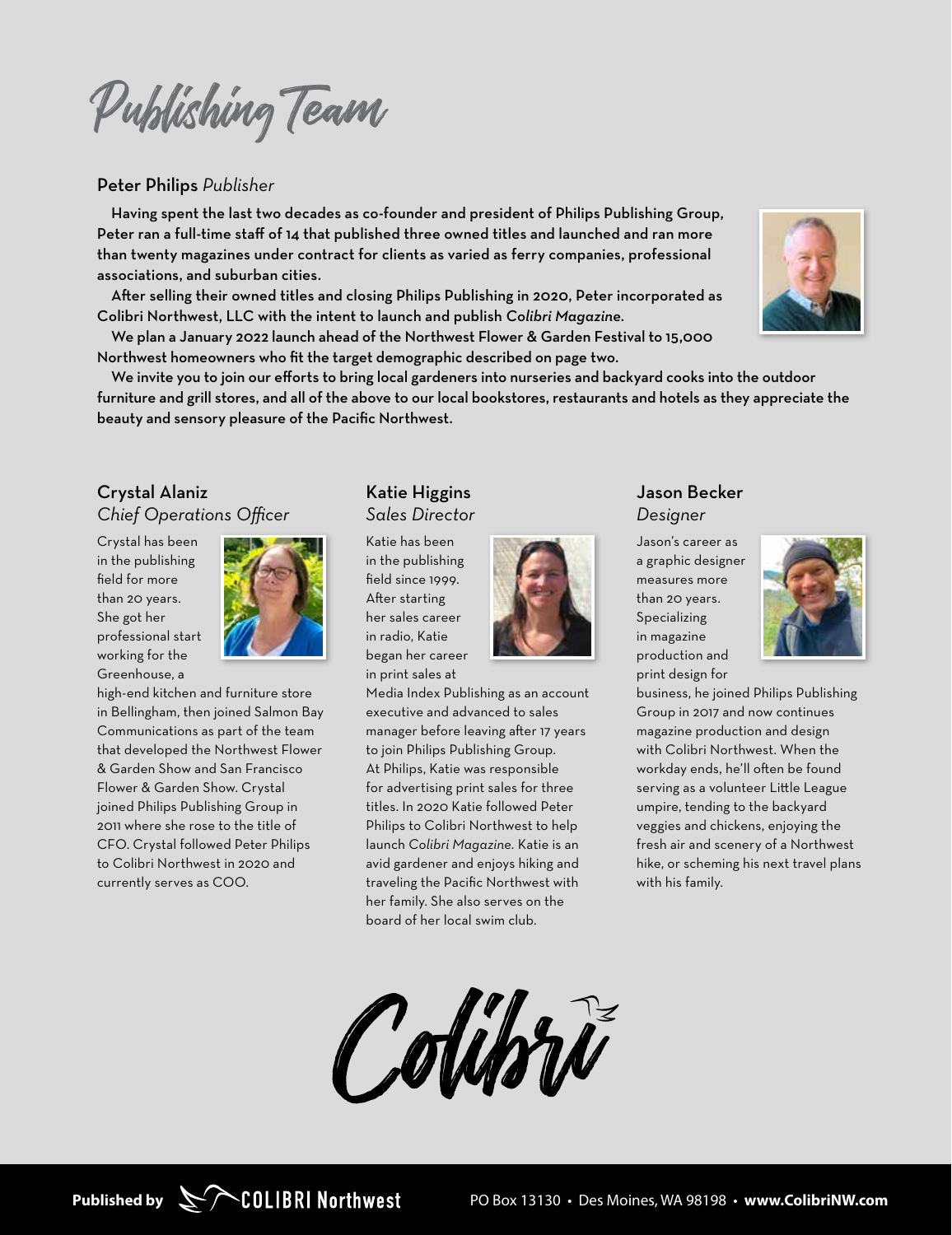# Publishing Team

## Peter Philips *Publisher*

Having spent the last two decades as co-founder and president of Philips Publishing Group, Peter ran a full-time staff of 14 that published three owned titles and launched and ran more than twenty magazines under contract for clients as varied as ferry companies, professional associations, and suburban cities.

After selling their owned titles and closing Philips Publishing in 2020, Peter incorporated as Colibri Northwest, LLC with the intent to launch and publish *Colibri Magazine*.

We plan a January 2022 launch ahead of the Northwest Flower & Garden Festival to 15,000 Northwest homeowners who fit the target demographic described on page two.

We invite you to join our efforts to bring local gardeners into nurseries and backyard cooks into the outdoor furniture and grill stores, and all of the above to our local bookstores, restaurants and hotels as they appreciate the beauty and sensory pleasure of the Pacific Northwest.

## Crystal Alaniz
*Chief Operations Officer*

Crystal has been in the publishing field for more than 20 years. She got her professional start working for the Greenhouse, a high-end kitchen and furniture store in Bellingham, then joined Salmon Bay Communications as part of the team that developed the Northwest Flower & Garden Show and San Francisco Flower & Garden Show. Crystal joined Philips Publishing Group in 2011 where she rose to the title of CFO. Crystal followed Peter Philips to Colibri Northwest in 2020 and currently serves as COO.

## Katie Higgins
*Sales Director*

Katie has been in the publishing field since 1999. After starting her sales career in radio, Katie began her career in print sales at Media Index Publishing as an account executive and advanced to sales manager before leaving after 17 years to join Philips Publishing Group. At Philips, Katie was responsible for advertising print sales for three titles. In 2020 Katie followed Peter Philips to Colibri Northwest to help launch *Colibri Magazine*. Katie is an avid gardener and enjoys hiking and traveling the Pacific Northwest with her family. She also serves on the board of her local swim club.

## Jason Becker
*Designer*

Jason's career as a graphic designer measures more than 20 years. Specializing in magazine production and print design for business, he joined Philips Publishing Group in 2017 and now continues magazine production and design with Colibri Northwest. When the workday ends, he'll often be found serving as a volunteer Little League umpire, tending to the backyard veggies and chickens, enjoying the fresh air and scenery of a Northwest hike, or scheming his next travel plans with his family.

Colibri

**Published by** COLIBRI Northwest PO Box 13130 • Des Moines, WA 98198 • **www.ColibriNW.com**